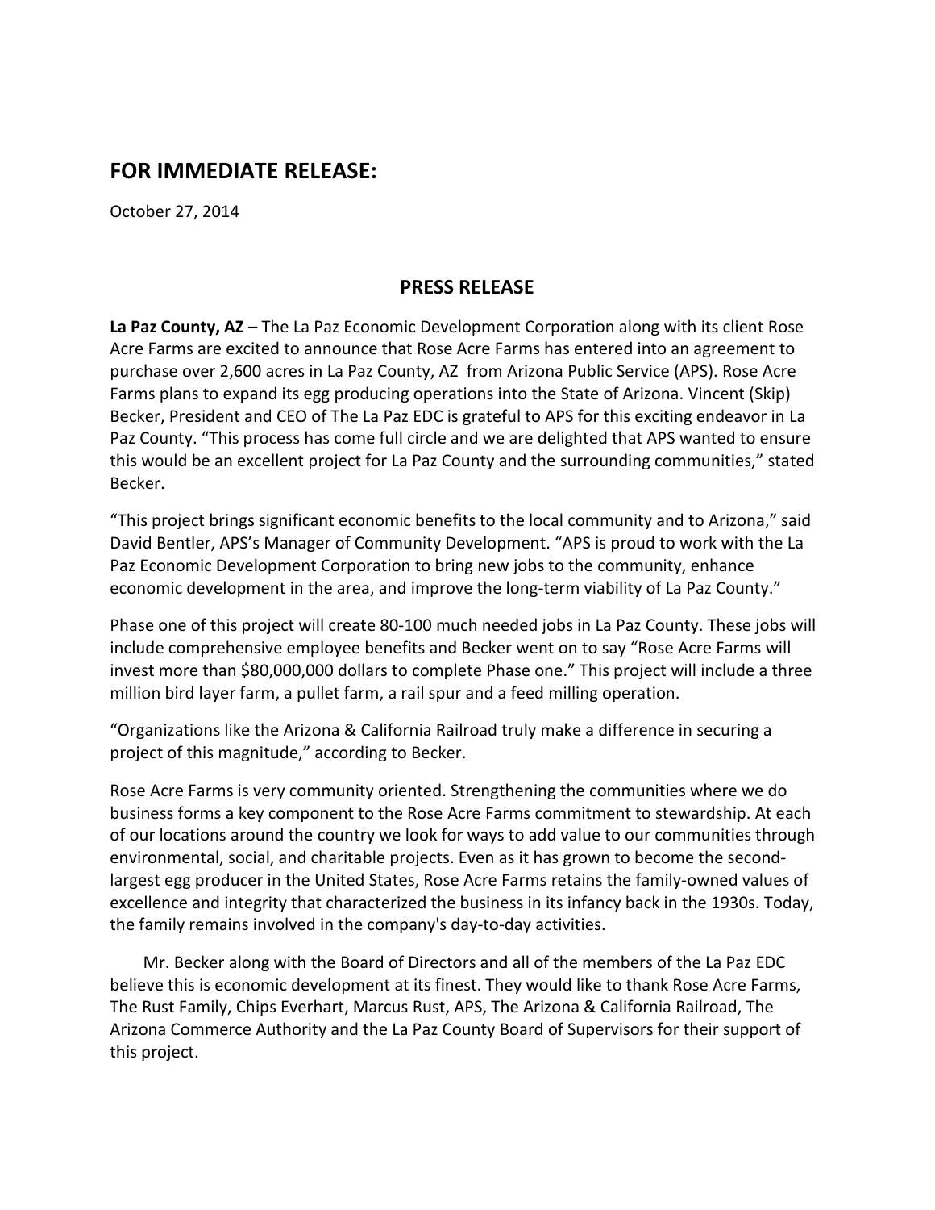## FOR IMMEDIATE RELEASE:

October 27, 2014

### PRESS RELEASE

**La Paz County, AZ** – The La Paz Economic Development Corporation along with its client Rose Acre Farms are excited to announce that Rose Acre Farms has entered into an agreement to purchase over 2,600 acres in La Paz County, AZ from Arizona Public Service (APS). Rose Acre Farms plans to expand its egg producing operations into the State of Arizona. Vincent (Skip) Becker, President and CEO of The La Paz EDC is grateful to APS for this exciting endeavor in La Paz County. "This process has come full circle and we are delighted that APS wanted to ensure this would be an excellent project for La Paz County and the surrounding communities," stated Becker.

"This project brings significant economic benefits to the local community and to Arizona," said David Bentler, APS's Manager of Community Development. "APS is proud to work with the La Paz Economic Development Corporation to bring new jobs to the community, enhance economic development in the area, and improve the long-term viability of La Paz County."

Phase one of this project will create 80-100 much needed jobs in La Paz County. These jobs will include comprehensive employee benefits and Becker went on to say "Rose Acre Farms will invest more than $80,000,000 dollars to complete Phase one." This project will include a three million bird layer farm, a pullet farm, a rail spur and a feed milling operation.

"Organizations like the Arizona & California Railroad truly make a difference in securing a project of this magnitude," according to Becker.

Rose Acre Farms is very community oriented. Strengthening the communities where we do business forms a key component to the Rose Acre Farms commitment to stewardship. At each of our locations around the country we look for ways to add value to our communities through environmental, social, and charitable projects. Even as it has grown to become the second-largest egg producer in the United States, Rose Acre Farms retains the family-owned values of excellence and integrity that characterized the business in its infancy back in the 1930s. Today, the family remains involved in the company's day-to-day activities.

Mr. Becker along with the Board of Directors and all of the members of the La Paz EDC believe this is economic development at its finest. They would like to thank Rose Acre Farms, The Rust Family, Chips Everhart, Marcus Rust, APS, The Arizona & California Railroad, The Arizona Commerce Authority and the La Paz County Board of Supervisors for their support of this project.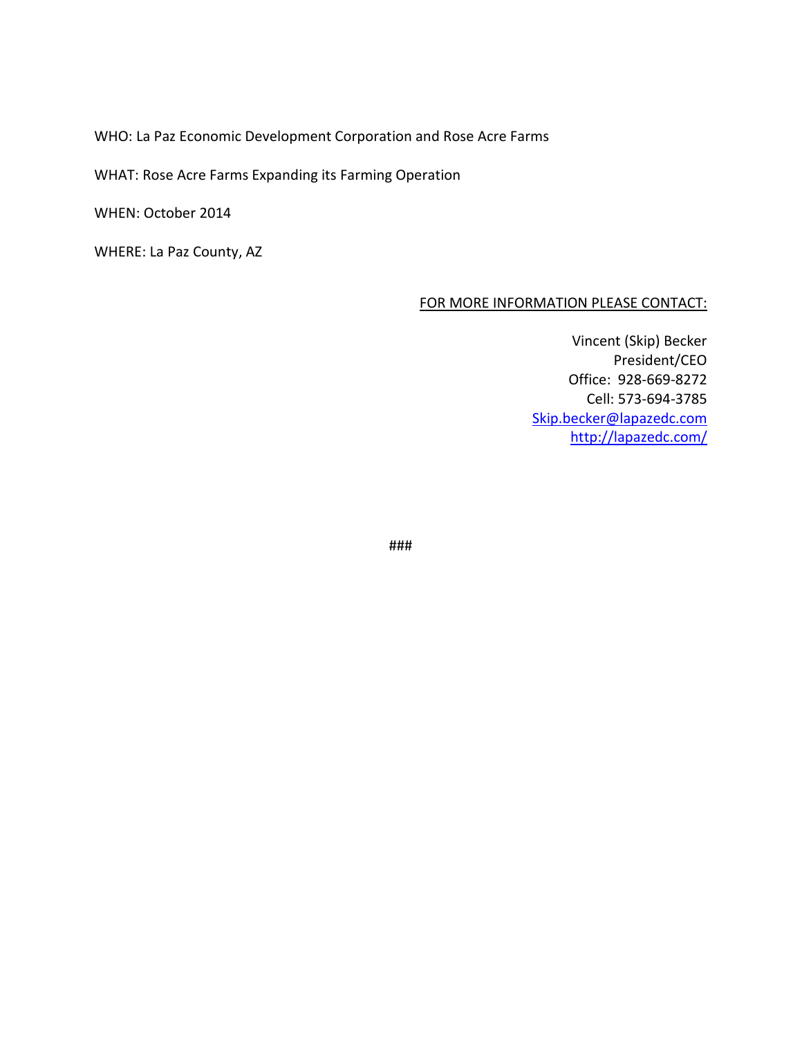WHO: La Paz Economic Development Corporation and Rose Acre Farms

WHAT: Rose Acre Farms Expanding its Farming Operation

WHEN: October 2014

WHERE: La Paz County, AZ

FOR MORE INFORMATION PLEASE CONTACT:

Vincent (Skip) Becker
President/CEO
Office: 928-669-8272
Cell: 573-694-3785
Skip.becker@lapazedc.com
http://lapazedc.com/

###